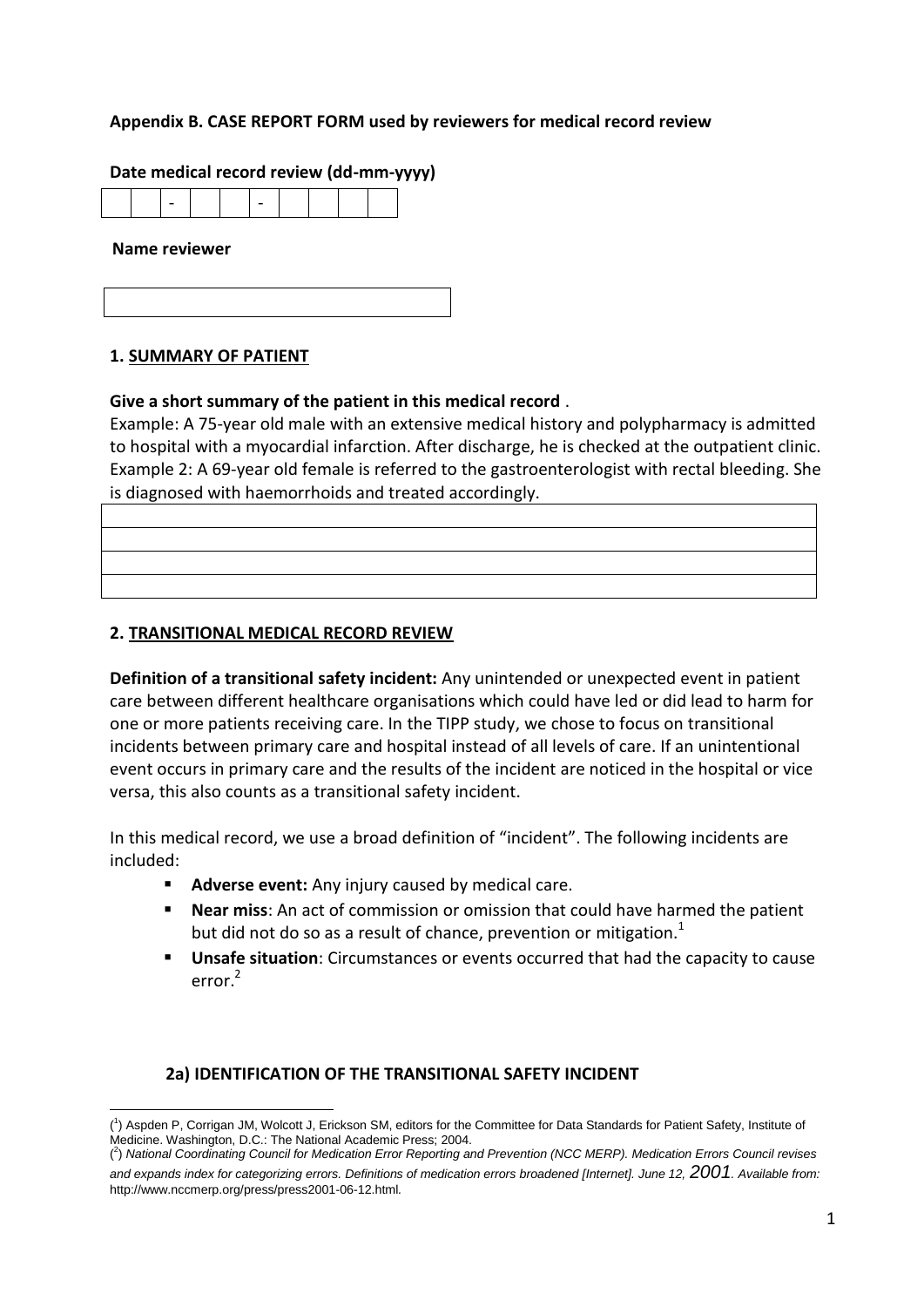**Appendix B. CASE REPORT FORM used by reviewers for medical record review**

**Date medical record review (dd-mm-yyyy)**

| | | - | | | - | | | | |
|---|---|---|---|---|---|---|---|---|---|

**Name reviewer**

| |
|---|

## 1. SUMMARY OF PATIENT

**Give a short summary of the patient in this medical record** .

Example: A 75-year old male with an extensive medical history and polypharmacy is admitted to hospital with a myocardial infarction. After discharge, he is checked at the outpatient clinic. Example 2: A 69-year old female is referred to the gastroenterologist with rectal bleeding. She is diagnosed with haemorrhoids and treated accordingly.

| |
|---|
| |
| |
| |

## 2. TRANSITIONAL MEDICAL RECORD REVIEW

**Definition of a transitional safety incident:** Any unintended or unexpected event in patient care between different healthcare organisations which could have led or did lead to harm for one or more patients receiving care. In the TIPP study, we chose to focus on transitional incidents between primary care and hospital instead of all levels of care. If an unintentional event occurs in primary care and the results of the incident are noticed in the hospital or vice versa, this also counts as a transitional safety incident.

In this medical record, we use a broad definition of "incident". The following incidents are included:

- **Adverse event:** Any injury caused by medical care.
- **Near miss**: An act of commission or omission that could have harmed the patient but did not do so as a result of chance, prevention or mitigation.[1]
- **Unsafe situation**: Circumstances or events occurred that had the capacity to cause error.[2]

### 2a) IDENTIFICATION OF THE TRANSITIONAL SAFETY INCIDENT

([1]) Aspden P, Corrigan JM, Wolcott J, Erickson SM, editors for the Committee for Data Standards for Patient Safety, Institute of Medicine. Washington, D.C.: The National Academic Press; 2004.

([2]) *National Coordinating Council for Medication Error Reporting and Prevention (NCC MERP). Medication Errors Council revises and expands index for categorizing errors. Definitions of medication errors broadened [Internet]. June 12, 2001. Available from:* http://www.nccmerp.org/press/press2001-06-12.html.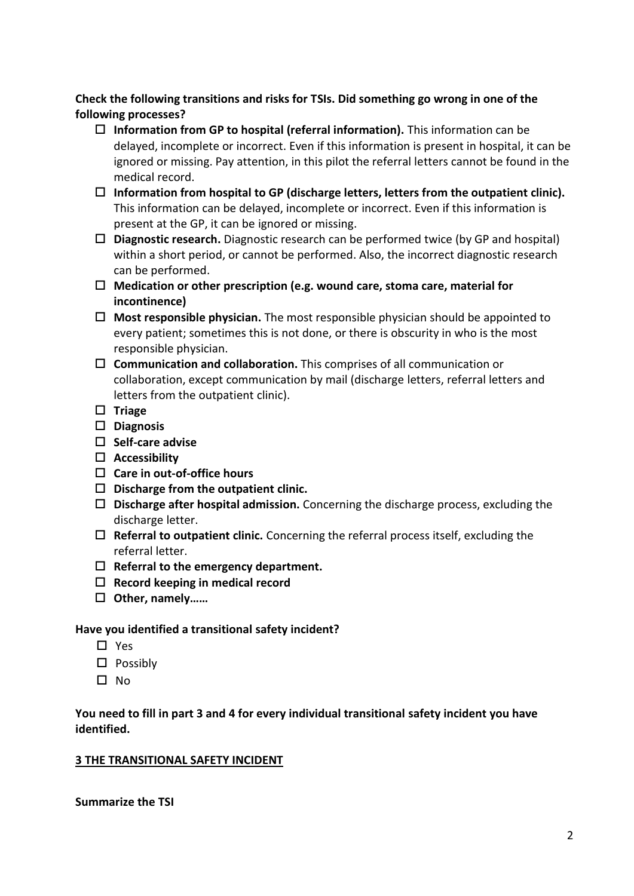**Check the following transitions and risks for TSIs. Did something go wrong in one of the following processes?**

- ☐ **Information from GP to hospital (referral information).** This information can be delayed, incomplete or incorrect. Even if this information is present in hospital, it can be ignored or missing. Pay attention, in this pilot the referral letters cannot be found in the medical record.
- ☐ **Information from hospital to GP (discharge letters, letters from the outpatient clinic).** This information can be delayed, incomplete or incorrect. Even if this information is present at the GP, it can be ignored or missing.
- ☐ **Diagnostic research.** Diagnostic research can be performed twice (by GP and hospital) within a short period, or cannot be performed. Also, the incorrect diagnostic research can be performed.
- ☐ **Medication or other prescription (e.g. wound care, stoma care, material for incontinence)**
- ☐ **Most responsible physician.** The most responsible physician should be appointed to every patient; sometimes this is not done, or there is obscurity in who is the most responsible physician.
- ☐ **Communication and collaboration.** This comprises of all communication or collaboration, except communication by mail (discharge letters, referral letters and letters from the outpatient clinic).
- ☐ **Triage**
- ☐ **Diagnosis**
- ☐ **Self-care advise**
- ☐ **Accessibility**
- ☐ **Care in out-of-office hours**
- ☐ **Discharge from the outpatient clinic.**
- ☐ **Discharge after hospital admission.** Concerning the discharge process, excluding the discharge letter.
- ☐ **Referral to outpatient clinic.** Concerning the referral process itself, excluding the referral letter.
- ☐ **Referral to the emergency department.**
- ☐ **Record keeping in medical record**
- ☐ **Other, namely……**

**Have you identified a transitional safety incident?**

- ☐ Yes
- ☐ Possibly
- ☐ No

**You need to fill in part 3 and 4 for every individual transitional safety incident you have identified.**

## 3 THE TRANSITIONAL SAFETY INCIDENT

**Summarize the TSI**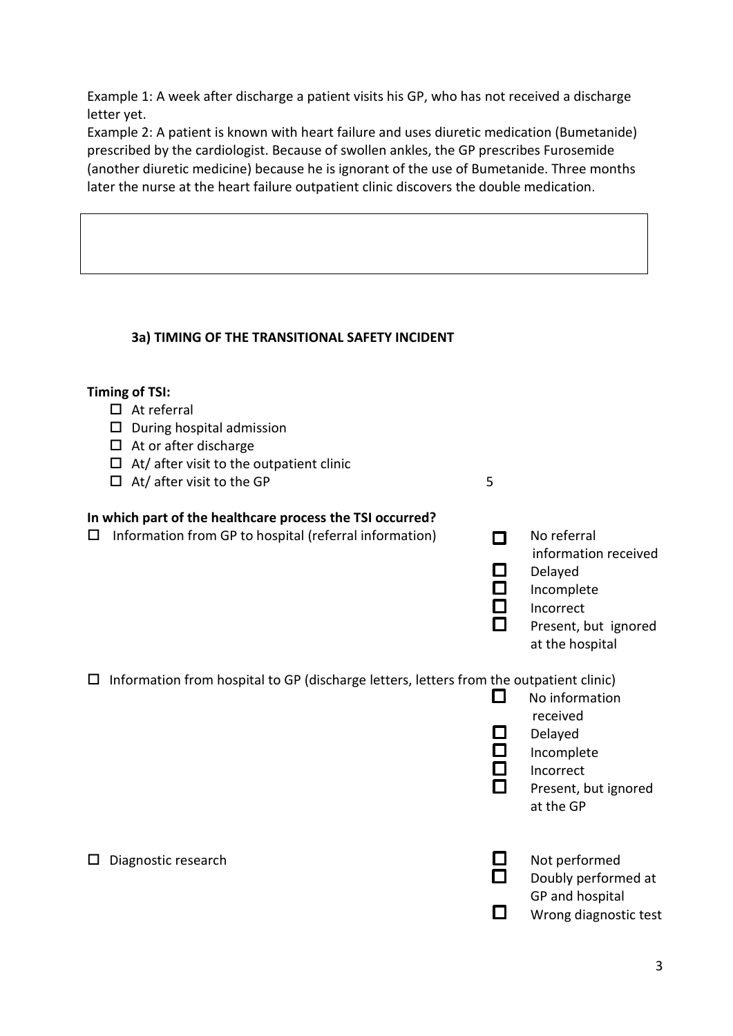Example 1: A week after discharge a patient visits his GP, who has not received a discharge letter yet.
Example 2: A patient is known with heart failure and uses diuretic medication (Bumetanide) prescribed by the cardiologist. Because of swollen ankles, the GP prescribes Furosemide (another diuretic medicine) because he is ignorant of the use of Bumetanide. Three months later the nurse at the heart failure outpatient clinic discovers the double medication.

| |
|---|
| |

### 3a) TIMING OF THE TRANSITIONAL SAFETY INCIDENT

**Timing of TSI:**

- ☐ At referral
- ☐ During hospital admission
- ☐ At or after discharge
- ☐ At/ after visit to the outpatient clinic
- ☐ At/ after visit to the GP

5

**In which part of the healthcare process the TSI occurred?**

☐ Information from GP to hospital (referral information)

- ☐ No referral information received
- ☐ Delayed
- ☐ Incomplete
- ☐ Incorrect
- ☐ Present, but ignored at the hospital

☐ Information from hospital to GP (discharge letters, letters from the outpatient clinic)

- ☐ No information received
- ☐ Delayed
- ☐ Incomplete
- ☐ Incorrect
- ☐ Present, but ignored at the GP

☐ Diagnostic research

- ☐ Not performed
- ☐ Doubly performed at GP and hospital
- ☐ Wrong diagnostic test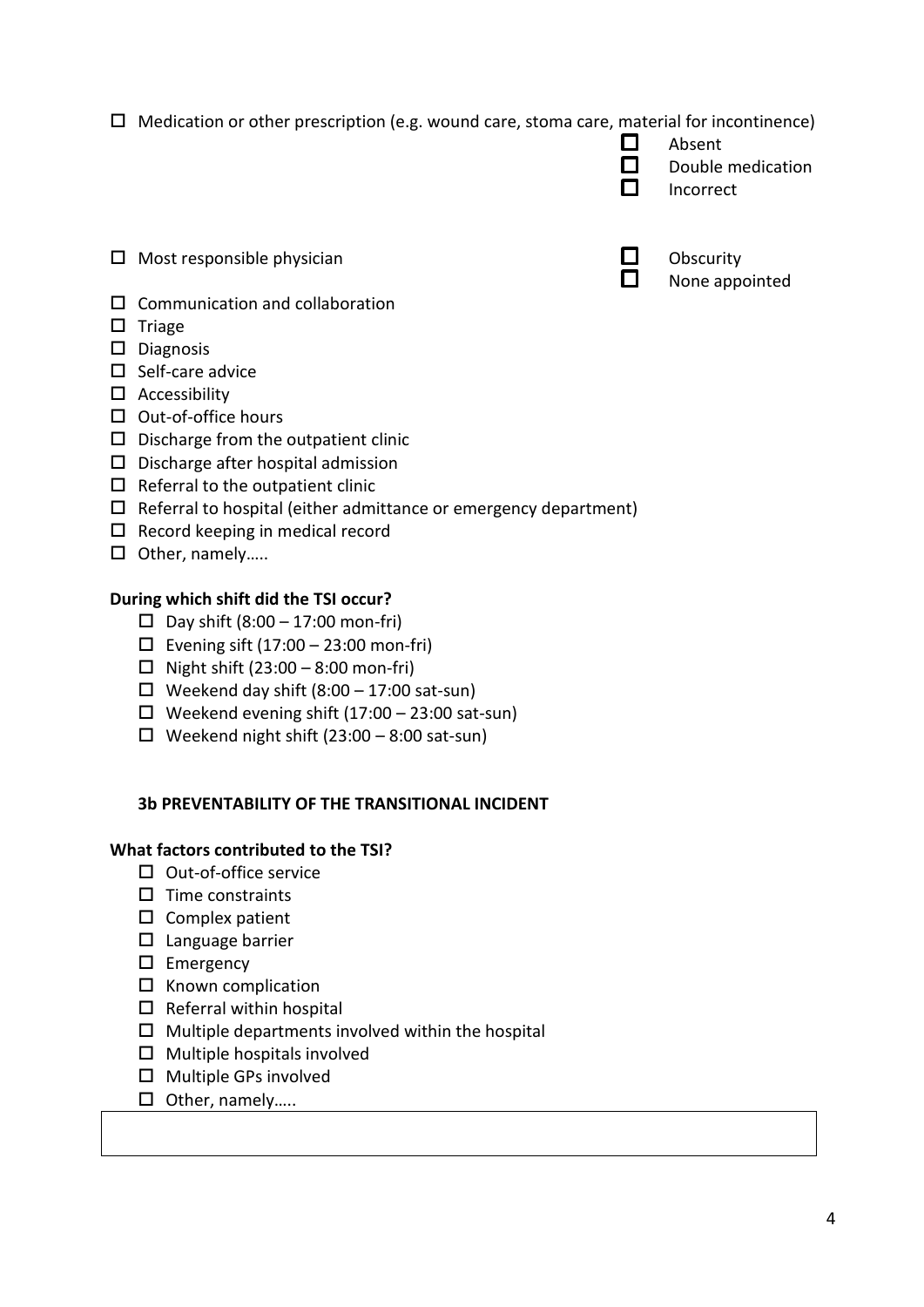- ☐ Medication or other prescription (e.g. wound care, stoma care, material for incontinence)
  - ☐ Absent
  - ☐ Double medication
  - ☐ Incorrect
- ☐ Most responsible physician
  - ☐ Obscurity
  - ☐ None appointed
- ☐ Communication and collaboration
- ☐ Triage
- ☐ Diagnosis
- ☐ Self-care advice
- ☐ Accessibility
- ☐ Out-of-office hours
- ☐ Discharge from the outpatient clinic
- ☐ Discharge after hospital admission
- ☐ Referral to the outpatient clinic
- ☐ Referral to hospital (either admittance or emergency department)
- ☐ Record keeping in medical record
- ☐ Other, namely…..

**During which shift did the TSI occur?**

- ☐ Day shift (8:00 – 17:00 mon-fri)
- ☐ Evening sift (17:00 – 23:00 mon-fri)
- ☐ Night shift (23:00 – 8:00 mon-fri)
- ☐ Weekend day shift (8:00 – 17:00 sat-sun)
- ☐ Weekend evening shift (17:00 – 23:00 sat-sun)
- ☐ Weekend night shift (23:00 – 8:00 sat-sun)

### 3b PREVENTABILITY OF THE TRANSITIONAL INCIDENT

**What factors contributed to the TSI?**

- ☐ Out-of-office service
- ☐ Time constraints
- ☐ Complex patient
- ☐ Language barrier
- ☐ Emergency
- ☐ Known complication
- ☐ Referral within hospital
- ☐ Multiple departments involved within the hospital
- ☐ Multiple hospitals involved
- ☐ Multiple GPs involved
- ☐ Other, namely…..

|   |
|---|
|   |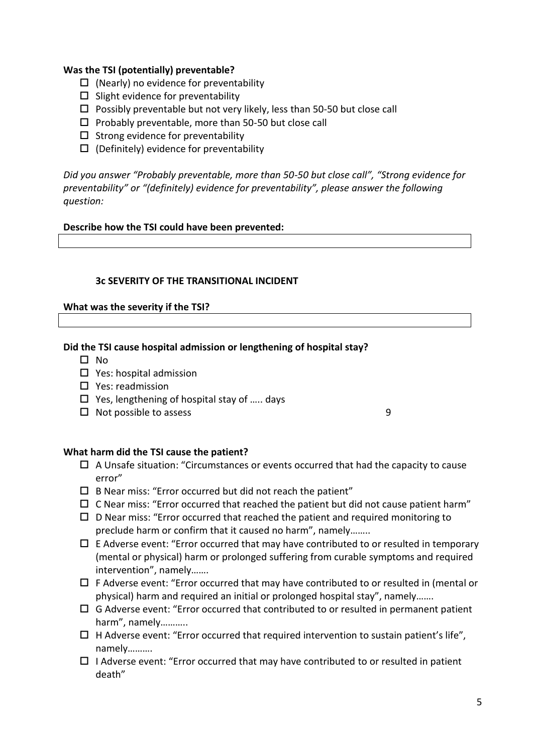**Was the TSI (potentially) preventable?**

- ☐ (Nearly) no evidence for preventability
- ☐ Slight evidence for preventability
- ☐ Possibly preventable but not very likely, less than 50-50 but close call
- ☐ Probably preventable, more than 50-50 but close call
- ☐ Strong evidence for preventability
- ☐ (Definitely) evidence for preventability

*Did you answer "Probably preventable, more than 50-50 but close call", "Strong evidence for preventability" or "(definitely) evidence for preventability", please answer the following question:*

**Describe how the TSI could have been prevented:**

### 3c SEVERITY OF THE TRANSITIONAL INCIDENT

**What was the severity if the TSI?**

**Did the TSI cause hospital admission or lengthening of hospital stay?**

- ☐ No
- ☐ Yes: hospital admission
- ☐ Yes: readmission
- ☐ Yes, lengthening of hospital stay of ….. days
- ☐ Not possible to assess 9

**What harm did the TSI cause the patient?**

- ☐ A Unsafe situation: "Circumstances or events occurred that had the capacity to cause error"
- ☐ B Near miss: "Error occurred but did not reach the patient"
- ☐ C Near miss: "Error occurred that reached the patient but did not cause patient harm"
- ☐ D Near miss: "Error occurred that reached the patient and required monitoring to preclude harm or confirm that it caused no harm", namely……..
- ☐ E Adverse event: "Error occurred that may have contributed to or resulted in temporary (mental or physical) harm or prolonged suffering from curable symptoms and required intervention", namely…….
- ☐ F Adverse event: "Error occurred that may have contributed to or resulted in (mental or physical) harm and required an initial or prolonged hospital stay", namely…….
- ☐ G Adverse event: "Error occurred that contributed to or resulted in permanent patient harm", namely………..
- ☐ H Adverse event: "Error occurred that required intervention to sustain patient's life", namely……….
- ☐ I Adverse event: "Error occurred that may have contributed to or resulted in patient death"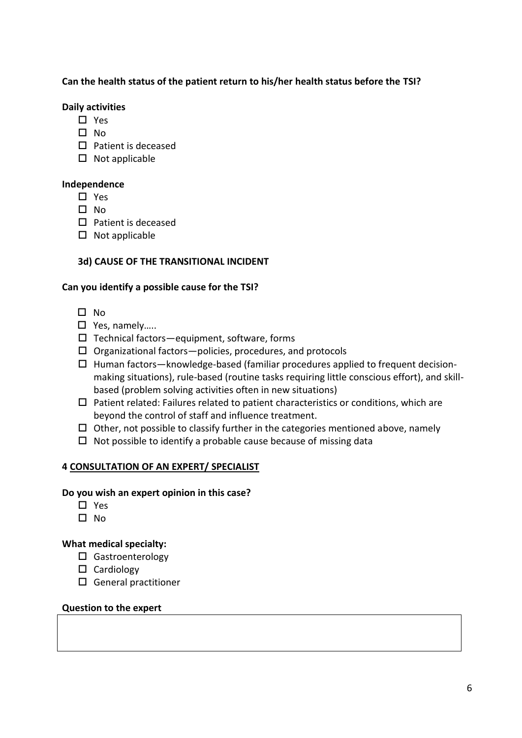**Can the health status of the patient return to his/her health status before the TSI?**

**Daily activities**

- ☐ Yes
- ☐ No
- ☐ Patient is deceased
- ☐ Not applicable

**Independence**

- ☐ Yes
- ☐ No
- ☐ Patient is deceased
- ☐ Not applicable

### 3d) CAUSE OF THE TRANSITIONAL INCIDENT

**Can you identify a possible cause for the TSI?**

- ☐ No
- ☐ Yes, namely…..
- ☐ Technical factors—equipment, software, forms
- ☐ Organizational factors—policies, procedures, and protocols
- ☐ Human factors—knowledge-based (familiar procedures applied to frequent decision-making situations), rule-based (routine tasks requiring little conscious effort), and skill-based (problem solving activities often in new situations)
- ☐ Patient related: Failures related to patient characteristics or conditions, which are beyond the control of staff and influence treatment.
- ☐ Other, not possible to classify further in the categories mentioned above, namely
- ☐ Not possible to identify a probable cause because of missing data

## 4 CONSULTATION OF AN EXPERT/ SPECIALIST

**Do you wish an expert opinion in this case?**

- ☐ Yes
- ☐ No

**What medical specialty:**

- ☐ Gastroenterology
- ☐ Cardiology
- ☐ General practitioner

**Question to the expert**

| |
|---|
| |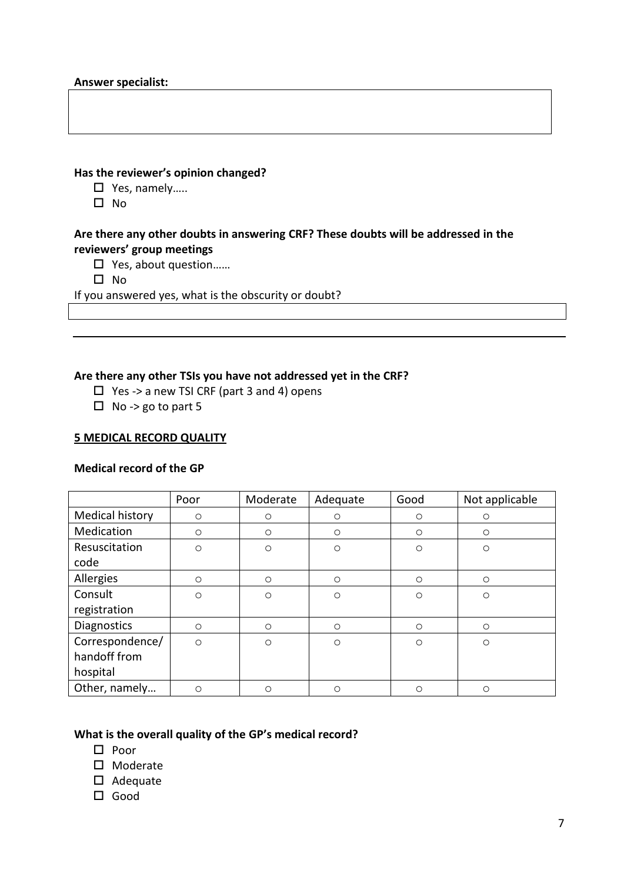**Answer specialist:**

|  |
|---|
|  |

**Has the reviewer's opinion changed?**

- ☐ Yes, namely…..
- ☐ No

**Are there any other doubts in answering CRF? These doubts will be addressed in the reviewers' group meetings**

- ☐ Yes, about question……
- ☐ No

If you answered yes, what is the obscurity or doubt?

|  |
|---|
|  |

---

**Are there any other TSIs you have not addressed yet in the CRF?**

- ☐ Yes -> a new TSI CRF (part 3 and 4) opens
- ☐ No -> go to part 5

**5 MEDICAL RECORD QUALITY**

**Medical record of the GP**

|  | Poor | Moderate | Adequate | Good | Not applicable |
|---|---|---|---|---|---|
| Medical history | ○ | ○ | ○ | ○ | ○ |
| Medication | ○ | ○ | ○ | ○ | ○ |
| Resuscitation code | ○ | ○ | ○ | ○ | ○ |
| Allergies | ○ | ○ | ○ | ○ | ○ |
| Consult registration | ○ | ○ | ○ | ○ | ○ |
| Diagnostics | ○ | ○ | ○ | ○ | ○ |
| Correspondence/ handoff from hospital | ○ | ○ | ○ | ○ | ○ |
| Other, namely… | ○ | ○ | ○ | ○ | ○ |

**What is the overall quality of the GP's medical record?**

- ☐ Poor
- ☐ Moderate
- ☐ Adequate
- ☐ Good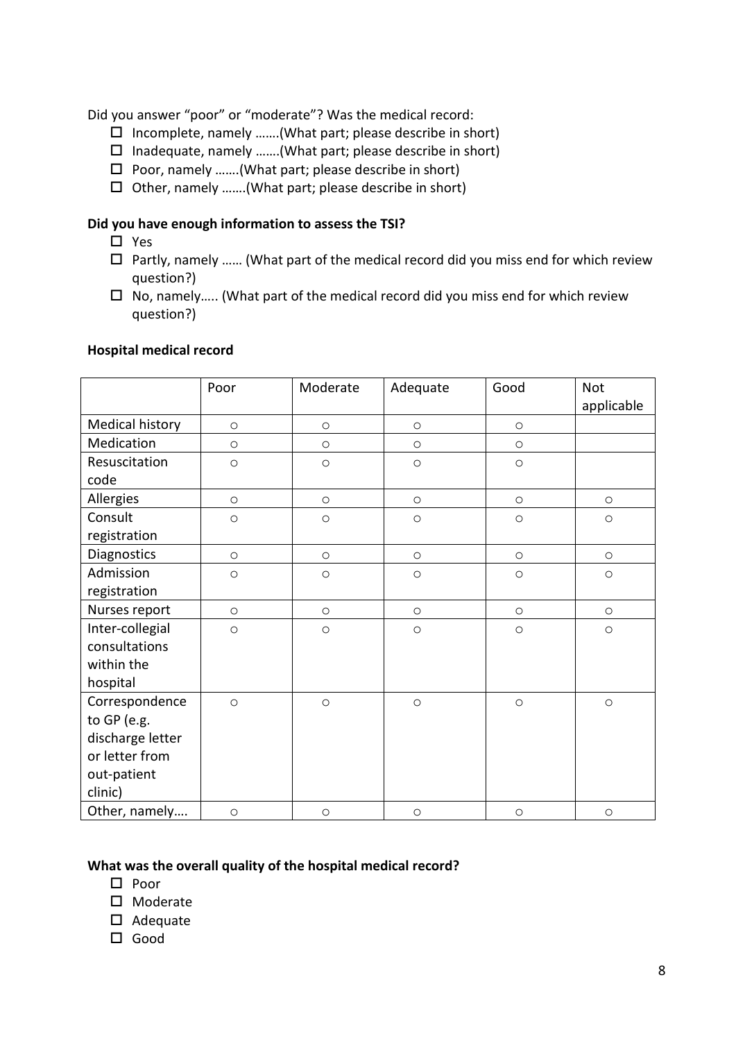Did you answer “poor” or “moderate”? Was the medical record:

- ☐ Incomplete, namely …….(What part; please describe in short)
- ☐ Inadequate, namely …….(What part; please describe in short)
- ☐ Poor, namely …….(What part; please describe in short)
- ☐ Other, namely …….(What part; please describe in short)

**Did you have enough information to assess the TSI?**

- ☐ Yes
- ☐ Partly, namely …… (What part of the medical record did you miss end for which review question?)
- ☐ No, namely….. (What part of the medical record did you miss end for which review question?)

**Hospital medical record**

| | Poor | Moderate | Adequate | Good | Not applicable |
|---|---|---|---|---|---|
| Medical history | ○ | ○ | ○ | ○ | |
| Medication | ○ | ○ | ○ | ○ | |
| Resuscitation code | ○ | ○ | ○ | ○ | |
| Allergies | ○ | ○ | ○ | ○ | ○ |
| Consult registration | ○ | ○ | ○ | ○ | ○ |
| Diagnostics | ○ | ○ | ○ | ○ | ○ |
| Admission registration | ○ | ○ | ○ | ○ | ○ |
| Nurses report | ○ | ○ | ○ | ○ | ○ |
| Inter-collegial consultations within the hospital | ○ | ○ | ○ | ○ | ○ |
| Correspondence to GP (e.g. discharge letter or letter from out-patient clinic) | ○ | ○ | ○ | ○ | ○ |
| Other, namely…. | ○ | ○ | ○ | ○ | ○ |

**What was the overall quality of the hospital medical record?**

- ☐ Poor
- ☐ Moderate
- ☐ Adequate
- ☐ Good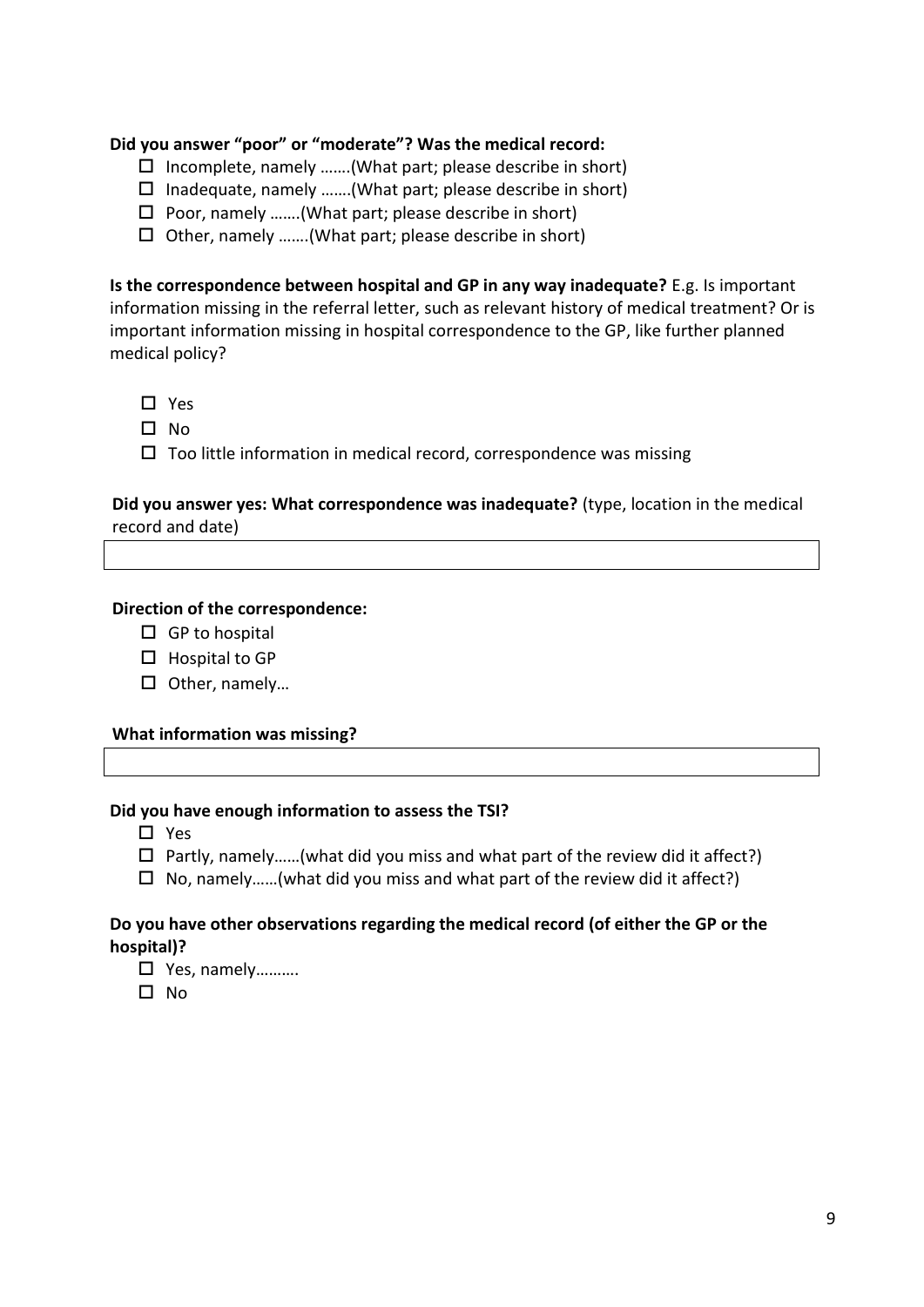**Did you answer “poor” or “moderate”? Was the medical record:**

- ☐ Incomplete, namely …….(What part; please describe in short)
- ☐ Inadequate, namely …….(What part; please describe in short)
- ☐ Poor, namely …….(What part; please describe in short)
- ☐ Other, namely …….(What part; please describe in short)

**Is the correspondence between hospital and GP in any way inadequate?** E.g. Is important information missing in the referral letter, such as relevant history of medical treatment? Or is important information missing in hospital correspondence to the GP, like further planned medical policy?

- ☐ Yes
- ☐ No
- ☐ Too little information in medical record, correspondence was missing

**Did you answer yes: What correspondence was inadequate?** (type, location in the medical record and date)

| |
|---|
| |

**Direction of the correspondence:**

- ☐ GP to hospital
- ☐ Hospital to GP
- ☐ Other, namely…

**What information was missing?**

| |
|---|
| |

**Did you have enough information to assess the TSI?**

- ☐ Yes
- ☐ Partly, namely……(what did you miss and what part of the review did it affect?)
- ☐ No, namely……(what did you miss and what part of the review did it affect?)

**Do you have other observations regarding the medical record (of either the GP or the hospital)?**

- ☐ Yes, namely……….
- ☐ No